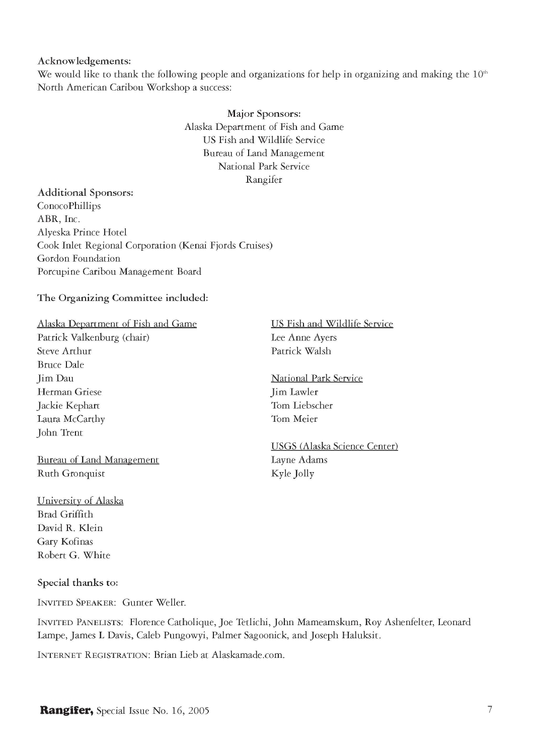## Acknowledgements:

We would like to thank the following people and organizations for help in organizing and making the 10th North American Caribou Workshop a success:

**Major Sponsors:**
Alaska Department of Fish and Game
US Fish and Wildlife Service
Bureau of Land Management
National Park Service
Rangifer

**Additional Sponsors:**
ConocoPhillips
ABR, Inc.
Alyeska Prince Hotel
Cook Inlet Regional Corporation (Kenai Fjords Cruises)
Gordon Foundation
Porcupine Caribou Management Board

**The Organizing Committee included:**

Alaska Department of Fish and Game
Patrick Valkenburg (chair)
Steve Arthur
Bruce Dale
Jim Dau
Herman Griese
Jackie Kephart
Laura McCarthy
John Trent

Bureau of Land Management
Ruth Gronquist

University of Alaska
Brad Griffith
David R. Klein
Gary Kofinas
Robert G. White

US Fish and Wildlife Service
Lee Anne Ayers
Patrick Walsh

National Park Service
Jim Lawler
Tom Liebscher
Tom Meier

USGS (Alaska Science Center)
Layne Adams
Kyle Jolly

**Special thanks to:**

INVITED SPEAKER: Gunter Weller.

INVITED PANELISTS: Florence Catholique, Joe Tetlichi, John Mameamskum, Roy Ashenfelter, Leonard Lampe, James L Davis, Caleb Pungowyi, Palmer Sagoonick, and Joseph Haluksit.

INTERNET REGISTRATION: Brian Lieb at Alaskamade.com.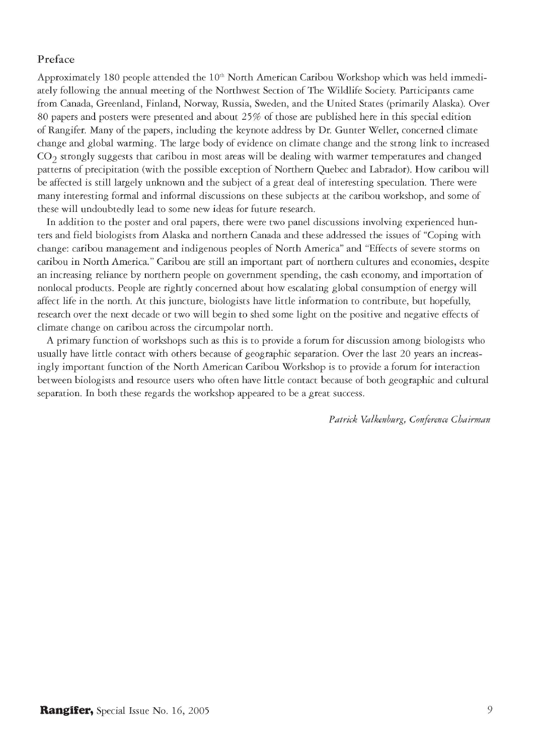## Preface

Approximately 180 people attended the 10th North American Caribou Workshop which was held immediately following the annual meeting of the Northwest Section of The Wildlife Society. Participants came from Canada, Greenland, Finland, Norway, Russia, Sweden, and the United States (primarily Alaska). Over 80 papers and posters were presented and about 25% of those are published here in this special edition of Rangifer. Many of the papers, including the keynote address by Dr. Gunter Weller, concerned climate change and global warming. The large body of evidence on climate change and the strong link to increased $CO_2$ strongly suggests that caribou in most areas will be dealing with warmer temperatures and changed patterns of precipitation (with the possible exception of Northern Quebec and Labrador). How caribou will be affected is still largely unknown and the subject of a great deal of interesting speculation. There were many interesting formal and informal discussions on these subjects at the caribou workshop, and some of these will undoubtedly lead to some new ideas for future research.

In addition to the poster and oral papers, there were two panel discussions involving experienced hunters and field biologists from Alaska and northern Canada and these addressed the issues of "Coping with change: caribou management and indigenous peoples of North America" and "Effects of severe storms on caribou in North America." Caribou are still an important part of northern cultures and economies, despite an increasing reliance by northern people on government spending, the cash economy, and importation of nonlocal products. People are rightly concerned about how escalating global consumption of energy will affect life in the north. At this juncture, biologists have little information to contribute, but hopefully, research over the next decade or two will begin to shed some light on the positive and negative effects of climate change on caribou across the circumpolar north.

A primary function of workshops such as this is to provide a forum for discussion among biologists who usually have little contact with others because of geographic separation. Over the last 20 years an increasingly important function of the North American Caribou Workshop is to provide a forum for interaction between biologists and resource users who often have little contact because of both geographic and cultural separation. In both these regards the workshop appeared to be a great success.

*Patrick Valkenburg, Conference Chairman*